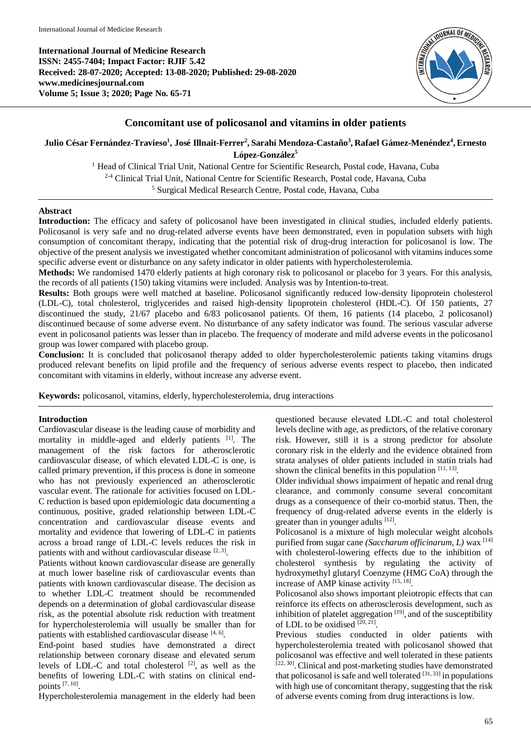International Journal of Medicine Research
ISSN: 2455-7404; Impact Factor: RJIF 5.42
Received: 28-07-2020; Accepted: 13-08-2020; Published: 29-08-2020
www.medicinesjournal.com
Volume 5; Issue 3; 2020; Page No. 65-71

# Concomitant use of policosanol and vitamins in older patients

**Julio César Fernández-Travieso[1], José Illnait-Ferrer[2], Sarahí Mendoza-Castaño[3], Rafael Gámez-Menéndez[4], Ernesto López-González[5]**

[1] Head of Clinical Trial Unit, National Centre for Scientific Research, Postal code, Havana, Cuba
[2-4] Clinical Trial Unit, National Centre for Scientific Research, Postal code, Havana, Cuba
[5] Surgical Medical Research Centre, Postal code, Havana, Cuba

## Abstract

**Introduction:** The efficacy and safety of policosanol have been investigated in clinical studies, included elderly patients. Policosanol is very safe and no drug-related adverse events have been demonstrated, even in population subsets with high consumption of concomitant therapy, indicating that the potential risk of drug-drug interaction for policosanol is low. The objective of the present analysis we investigated whether concomitant administration of policosanol with vitamins induces some specific adverse event or disturbance on any safety indicator in older patients with hypercholesterolemia.

**Methods:** We randomised 1470 elderly patients at high coronary risk to policosanol or placebo for 3 years. For this analysis, the records of all patients (150) taking vitamins were included. Analysis was by Intention-to-treat.

**Results:** Both groups were well matched at baseline. Policosanol significantly reduced low-density lipoprotein cholesterol (LDL-C), total cholesterol, triglycerides and raised high-density lipoprotein cholesterol (HDL-C). Of 150 patients, 27 discontinued the study, 21/67 placebo and 6/83 policosanol patients. Of them, 16 patients (14 placebo, 2 policosanol) discontinued because of some adverse event. No disturbance of any safety indicator was found. The serious vascular adverse event in policosanol patients was lesser than in placebo. The frequency of moderate and mild adverse events in the policosanol group was lower compared with placebo group.

**Conclusion:** It is concluded that policosanol therapy added to older hypercholesterolemic patients taking vitamins drugs produced relevant benefits on lipid profile and the frequency of serious adverse events respect to placebo, then indicated concomitant with vitamins in elderly, without increase any adverse event.

**Keywords:** policosanol, vitamins, elderly, hypercholesterolemia, drug interactions

## Introduction

Cardiovascular disease is the leading cause of morbidity and mortality in middle-aged and elderly patients [1]. The management of the risk factors for atherosclerotic cardiovascular disease, of which elevated LDL-C is one, is called primary prevention, if this process is done in someone who has not previously experienced an atherosclerotic vascular event. The rationale for activities focused on LDL-C reduction is based upon epidemiologic data documenting a continuous, positive, graded relationship between LDL-C concentration and cardiovascular disease events and mortality and evidence that lowering of LDL-C in patients across a broad range of LDL-C levels reduces the risk in patients with and without cardiovascular disease [2, 3].

Patients without known cardiovascular disease are generally at much lower baseline risk of cardiovascular events than patients with known cardiovascular disease. The decision as to whether LDL-C treatment should be recommended depends on a determination of global cardiovascular disease risk, as the potential absolute risk reduction with treatment for hypercholesterolemia will usually be smaller than for patients with established cardiovascular disease [4, 6].

End-point based studies have demonstrated a direct relationship between coronary disease and elevated serum levels of LDL-C and total cholesterol [2], as well as the benefits of lowering LDL-C with statins on clinical end-points [7, 10].

Hypercholesterolemia management in the elderly had been questioned because elevated LDL-C and total cholesterol levels decline with age, as predictors, of the relative coronary risk. However, still it is a strong predictor for absolute coronary risk in the elderly and the evidence obtained from strata analyses of older patients included in statin trials had shown the clinical benefits in this population [11, 13].

Older individual shows impairment of hepatic and renal drug clearance, and commonly consume several concomitant drugs as a consequence of their co-morbid status. Then, the frequency of drug-related adverse events in the elderly is greater than in younger adults [12].

Policosanol is a mixture of high molecular weight alcohols purified from sugar cane *(Saccharum officinarum, L)* wax [14] with cholesterol-lowering effects due to the inhibition of cholesterol synthesis by regulating the activity of hydroxymethyl glutaryl Coenzyme (HMG CoA) through the increase of AMP kinase activity [15, 18].

Policosanol also shows important pleiotropic effects that can reinforce its effects on atherosclerosis development, such as inhibition of platelet aggregation [19], and of the susceptibility of LDL to be oxidised [20, 21].

Previous studies conducted in older patients with hypercholesterolemia treated with policosanol showed that policosanol was effective and well tolerated in these patients [22, 30]. Clinical and post-marketing studies have demonstrated that policosanol is safe and well tolerated [31, 33] in populations with high use of concomitant therapy, suggesting that the risk of adverse events coming from drug interactions is low.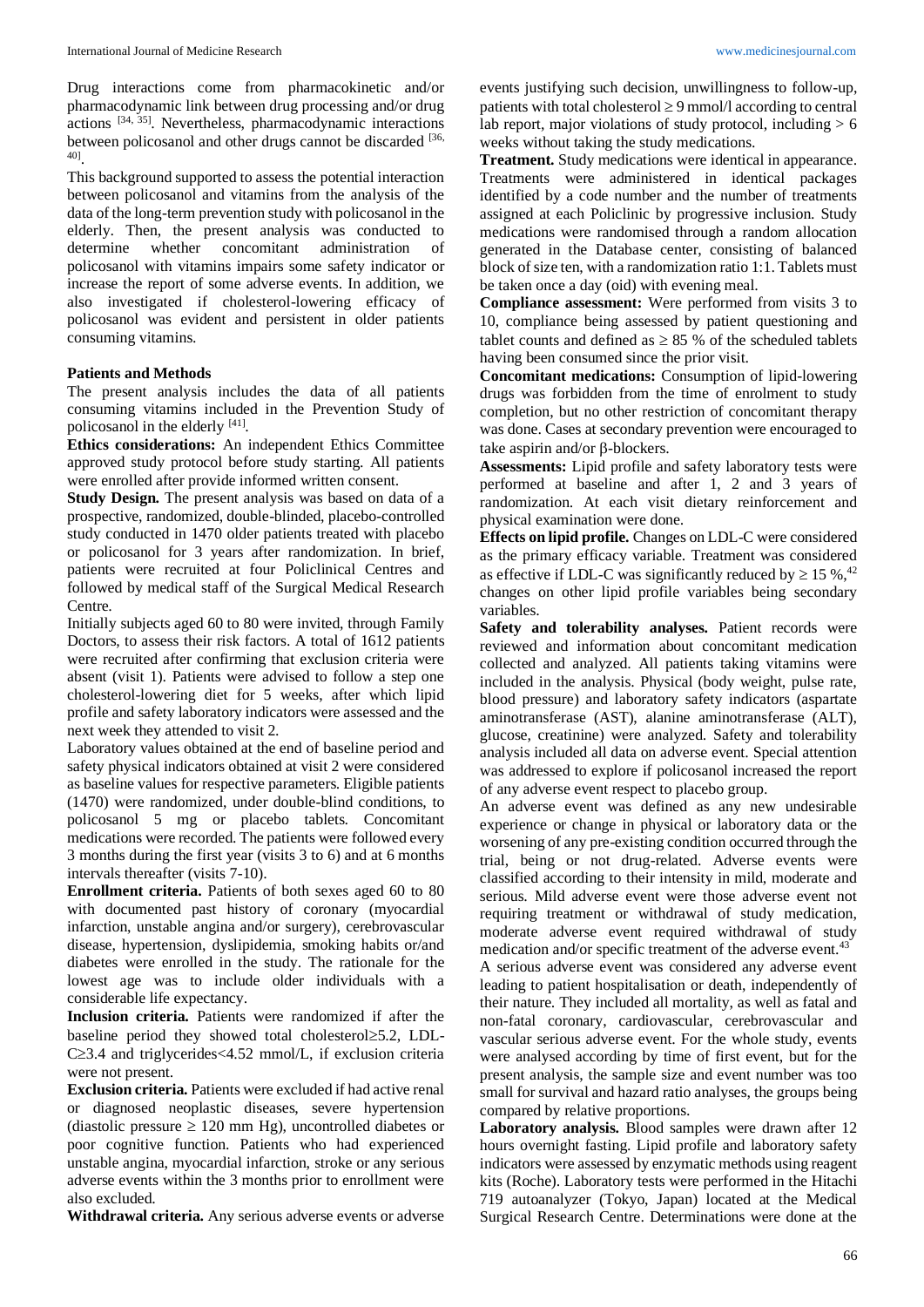Drug interactions come from pharmacokinetic and/or pharmacodynamic link between drug processing and/or drug actions [34, 35]. Nevertheless, pharmacodynamic interactions between policosanol and other drugs cannot be discarded [36, 40].

This background supported to assess the potential interaction between policosanol and vitamins from the analysis of the data of the long-term prevention study with policosanol in the elderly. Then, the present analysis was conducted to determine whether concomitant administration of policosanol with vitamins impairs some safety indicator or increase the report of some adverse events. In addition, we also investigated if cholesterol-lowering efficacy of policosanol was evident and persistent in older patients consuming vitamins.

## Patients and Methods

The present analysis includes the data of all patients consuming vitamins included in the Prevention Study of policosanol in the elderly [41].

**Ethics considerations:** An independent Ethics Committee approved study protocol before study starting. All patients were enrolled after provide informed written consent.

**Study Design.** The present analysis was based on data of a prospective, randomized, double-blinded, placebo-controlled study conducted in 1470 older patients treated with placebo or policosanol for 3 years after randomization. In brief, patients were recruited at four Policlinical Centres and followed by medical staff of the Surgical Medical Research Centre.

Initially subjects aged 60 to 80 were invited, through Family Doctors, to assess their risk factors. A total of 1612 patients were recruited after confirming that exclusion criteria were absent (visit 1). Patients were advised to follow a step one cholesterol-lowering diet for 5 weeks, after which lipid profile and safety laboratory indicators were assessed and the next week they attended to visit 2.

Laboratory values obtained at the end of baseline period and safety physical indicators obtained at visit 2 were considered as baseline values for respective parameters. Eligible patients (1470) were randomized, under double-blind conditions, to policosanol 5 mg or placebo tablets. Concomitant medications were recorded. The patients were followed every 3 months during the first year (visits 3 to 6) and at 6 months intervals thereafter (visits 7-10).

**Enrollment criteria.** Patients of both sexes aged 60 to 80 with documented past history of coronary (myocardial infarction, unstable angina and/or surgery), cerebrovascular disease, hypertension, dyslipidemia, smoking habits or/and diabetes were enrolled in the study. The rationale for the lowest age was to include older individuals with a considerable life expectancy.

**Inclusion criteria.** Patients were randomized if after the baseline period they showed total cholesterol≥5.2, LDL-C≥3.4 and triglycerides<4.52 mmol/L, if exclusion criteria were not present.

**Exclusion criteria.** Patients were excluded if had active renal or diagnosed neoplastic diseases, severe hypertension (diastolic pressure ≥ 120 mm Hg), uncontrolled diabetes or poor cognitive function. Patients who had experienced unstable angina, myocardial infarction, stroke or any serious adverse events within the 3 months prior to enrollment were also excluded.

**Withdrawal criteria.** Any serious adverse events or adverse events justifying such decision, unwillingness to follow-up, patients with total cholesterol ≥ 9 mmol/l according to central lab report, major violations of study protocol, including > 6 weeks without taking the study medications.

**Treatment.** Study medications were identical in appearance. Treatments were administered in identical packages identified by a code number and the number of treatments assigned at each Policlinic by progressive inclusion. Study medications were randomised through a random allocation generated in the Database center, consisting of balanced block of size ten, with a randomization ratio 1:1. Tablets must be taken once a day (oid) with evening meal.

**Compliance assessment:** Were performed from visits 3 to 10, compliance being assessed by patient questioning and tablet counts and defined as ≥ 85 % of the scheduled tablets having been consumed since the prior visit.

**Concomitant medications:** Consumption of lipid-lowering drugs was forbidden from the time of enrolment to study completion, but no other restriction of concomitant therapy was done. Cases at secondary prevention were encouraged to take aspirin and/or β-blockers.

**Assessments:** Lipid profile and safety laboratory tests were performed at baseline and after 1, 2 and 3 years of randomization. At each visit dietary reinforcement and physical examination were done.

**Effects on lipid profile.** Changes on LDL-C were considered as the primary efficacy variable. Treatment was considered as effective if LDL-C was significantly reduced by ≥ 15 %,[42] changes on other lipid profile variables being secondary variables.

**Safety and tolerability analyses.** Patient records were reviewed and information about concomitant medication collected and analyzed. All patients taking vitamins were included in the analysis. Physical (body weight, pulse rate, blood pressure) and laboratory safety indicators (aspartate aminotransferase (AST), alanine aminotransferase (ALT), glucose, creatinine) were analyzed. Safety and tolerability analysis included all data on adverse event. Special attention was addressed to explore if policosanol increased the report of any adverse event respect to placebo group.

An adverse event was defined as any new undesirable experience or change in physical or laboratory data or the worsening of any pre-existing condition occurred through the trial, being or not drug-related. Adverse events were classified according to their intensity in mild, moderate and serious. Mild adverse event were those adverse event not requiring treatment or withdrawal of study medication, moderate adverse event required withdrawal of study medication and/or specific treatment of the adverse event.[43]

A serious adverse event was considered any adverse event leading to patient hospitalisation or death, independently of their nature. They included all mortality, as well as fatal and non-fatal coronary, cardiovascular, cerebrovascular and vascular serious adverse event. For the whole study, events were analysed according by time of first event, but for the present analysis, the sample size and event number was too small for survival and hazard ratio analyses, the groups being compared by relative proportions.

**Laboratory analysis.** Blood samples were drawn after 12 hours overnight fasting. Lipid profile and laboratory safety indicators were assessed by enzymatic methods using reagent kits (Roche). Laboratory tests were performed in the Hitachi 719 autoanalyzer (Tokyo, Japan) located at the Medical Surgical Research Centre. Determinations were done at the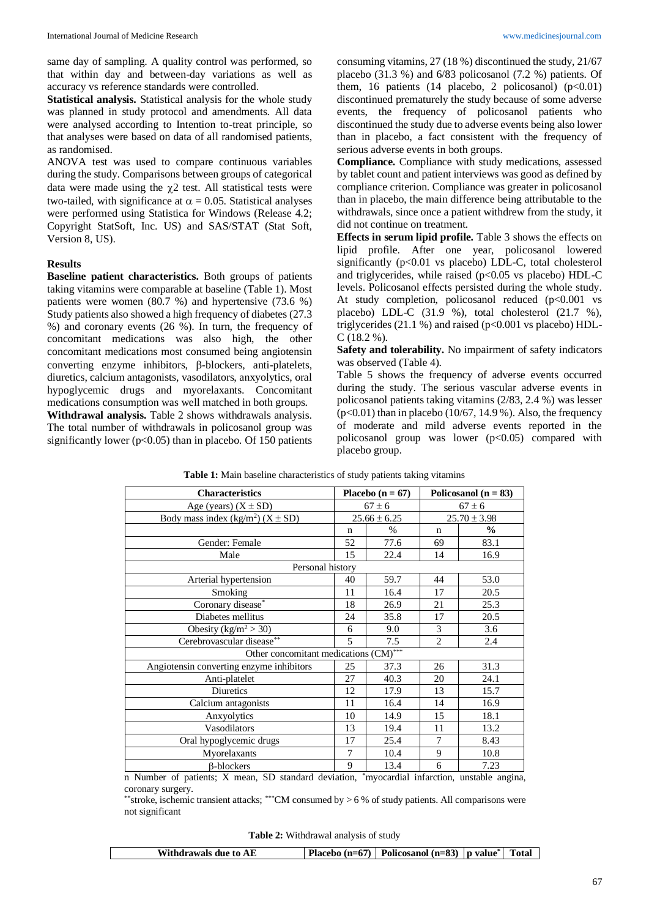same day of sampling. A quality control was performed, so that within day and between-day variations as well as accuracy vs reference standards were controlled.

**Statistical analysis.** Statistical analysis for the whole study was planned in study protocol and amendments. All data were analysed according to Intention to-treat principle, so that analyses were based on data of all randomised patients, as randomised.

ANOVA test was used to compare continuous variables during the study. Comparisons between groups of categorical data were made using the $\chi 2$ test. All statistical tests were two-tailed, with significance at $\alpha = 0.05$. Statistical analyses were performed using Statistica for Windows (Release 4.2; Copyright StatSoft, Inc. US) and SAS/STAT (Stat Soft, Version 8, US).

## Results

**Baseline patient characteristics.** Both groups of patients taking vitamins were comparable at baseline (Table 1). Most patients were women (80.7 %) and hypertensive (73.6 %) Study patients also showed a high frequency of diabetes (27.3 %) and coronary events (26 %). In turn, the frequency of concomitant medications was also high, the other concomitant medications most consumed being angiotensin converting enzyme inhibitors, β-blockers, anti-platelets, diuretics, calcium antagonists, vasodilators, anxyolytics, oral hypoglycemic drugs and myorelaxants. Concomitant medications consumption was well matched in both groups.

**Withdrawal analysis.** Table 2 shows withdrawals analysis. The total number of withdrawals in policosanol group was significantly lower ($p<0.05$) than in placebo. Of 150 patients consuming vitamins, 27 (18 %) discontinued the study, 21/67 placebo (31.3 %) and 6/83 policosanol (7.2 %) patients. Of them, 16 patients (14 placebo, 2 policosanol) ($p<0.01$) discontinued prematurely the study because of some adverse events, the frequency of policosanol patients who discontinued the study due to adverse events being also lower than in placebo, a fact consistent with the frequency of serious adverse events in both groups.

**Compliance.** Compliance with study medications, assessed by tablet count and patient interviews was good as defined by compliance criterion. Compliance was greater in policosanol than in placebo, the main difference being attributable to the withdrawals, since once a patient withdrew from the study, it did not continue on treatment.

**Effects in serum lipid profile.** Table 3 shows the effects on lipid profile. After one year, policosanol lowered significantly ($p<0.01$ vs placebo) LDL-C, total cholesterol and triglycerides, while raised ($p<0.05$ vs placebo) HDL-C levels. Policosanol effects persisted during the whole study. At study completion, policosanol reduced ($p<0.001$ vs placebo) LDL-C (31.9 %), total cholesterol (21.7 %), triglycerides (21.1 %) and raised ($p<0.001$ vs placebo) HDL-C (18.2 %).

**Safety and tolerability.** No impairment of safety indicators was observed (Table 4).

Table 5 shows the frequency of adverse events occurred during the study. The serious vascular adverse events in policosanol patients taking vitamins (2/83, 2.4 %) was lesser ($p<0.01$) than in placebo (10/67, 14.9 %). Also, the frequency of moderate and mild adverse events reported in the policosanol group was lower ($p<0.05$) compared with placebo group.

**Table 1:** Main baseline characteristics of study patients taking vitamins

| Characteristics | Placebo (n = 67) | | Policosanol (n = 83) | |
|---|---|---|---|---|
| Age (years) (X ± SD) | 67 ± 6 | | 67 ± 6 | |
| Body mass index (kg/m²) (X ± SD) | 25.66 ± 6.25 | | 25.70 ± 3.98 | |
| | n | % | n | % |
| Gender: Female | 52 | 77.6 | 69 | 83.1 |
| Male | 15 | 22.4 | 14 | 16.9 |
| Personal history | | | | |
| Arterial hypertension | 40 | 59.7 | 44 | 53.0 |
| Smoking | 11 | 16.4 | 17 | 20.5 |
| Coronary disease* | 18 | 26.9 | 21 | 25.3 |
| Diabetes mellitus | 24 | 35.8 | 17 | 20.5 |
| Obesity (kg/m² > 30) | 6 | 9.0 | 3 | 3.6 |
| Cerebrovascular disease** | 5 | 7.5 | 2 | 2.4 |
| Other concomitant medications (CM)*** | | | | |
| Angiotensin converting enzyme inhibitors | 25 | 37.3 | 26 | 31.3 |
| Anti-platelet | 27 | 40.3 | 20 | 24.1 |
| Diuretics | 12 | 17.9 | 13 | 15.7 |
| Calcium antagonists | 11 | 16.4 | 14 | 16.9 |
| Anxyolytics | 10 | 14.9 | 15 | 18.1 |
| Vasodilators | 13 | 19.4 | 11 | 13.2 |
| Oral hypoglycemic drugs | 17 | 25.4 | 7 | 8.43 |
| Myorelaxants | 7 | 10.4 | 9 | 10.8 |
| β-blockers | 9 | 13.4 | 6 | 7.23 |

n Number of patients; X mean, SD standard deviation, *myocardial infarction, unstable angina, coronary surgery.

**stroke, ischemic transient attacks; ***CM consumed by > 6 % of study patients. All comparisons were not significant

**Table 2:** Withdrawal analysis of study

| Withdrawals due to AE | Placebo (n=67) | Policosanol (n=83) | p value* | Total |
|---|---|---|---|---|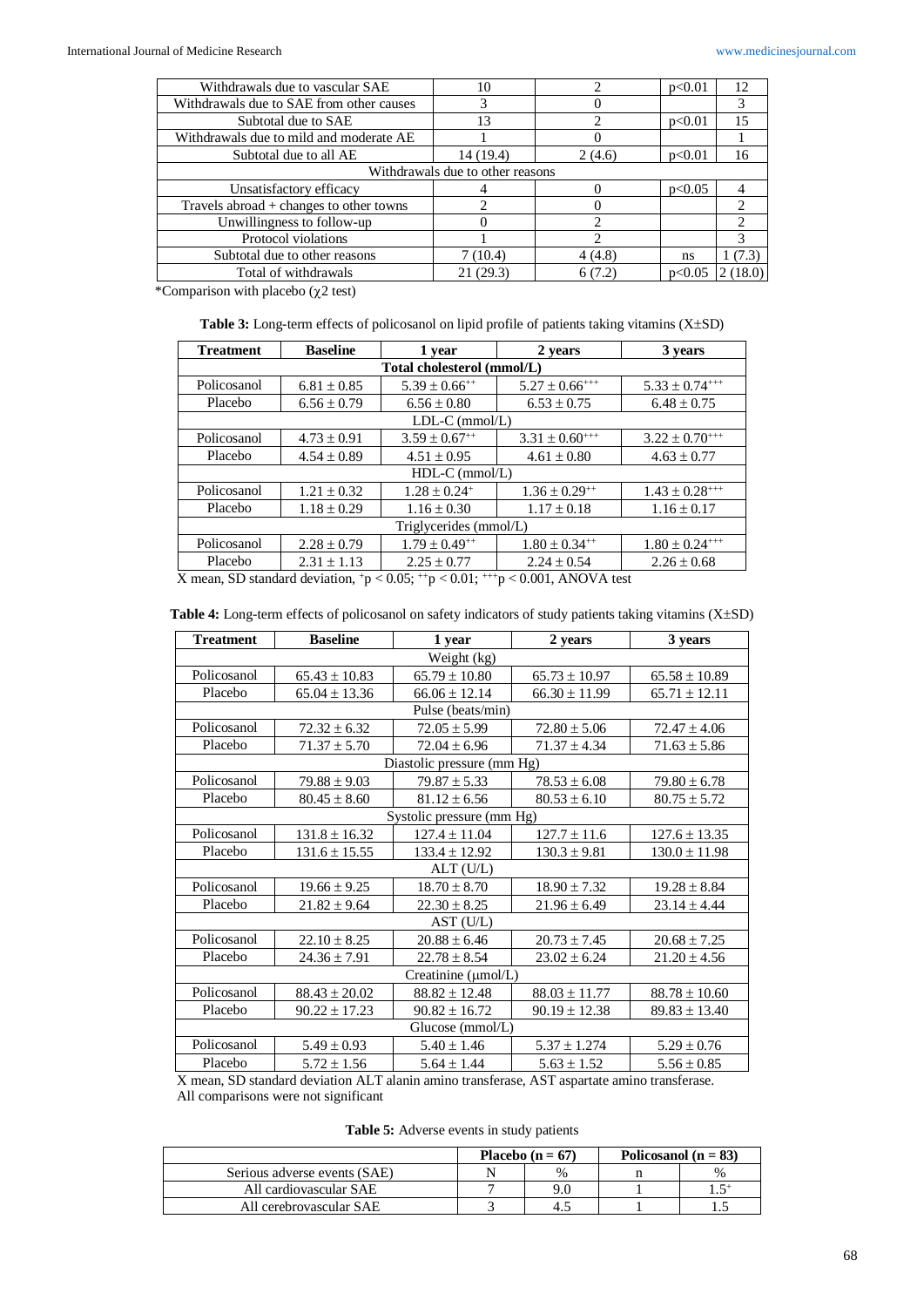| Withdrawals due to vascular SAE | 10 | 2 | p<0.01 | 12 |
|---|---|---|---|---|
| Withdrawals due to SAE from other causes | 3 | 0 | | 3 |
| Subtotal due to SAE | 13 | 2 | p<0.01 | 15 |
| Withdrawals due to mild and moderate AE | 1 | 0 | | 1 |
| Subtotal due to all AE | 14 (19.4) | 2 (4.6) | p<0.01 | 16 |
| Withdrawals due to other reasons | | | | |
| Unsatisfactory efficacy | 4 | 0 | p<0.05 | 4 |
| Travels abroad + changes to other towns | 2 | 0 | | 2 |
| Unwillingness to follow-up | 0 | 2 | | 2 |
| Protocol violations | 1 | 2 | | 3 |
| Subtotal due to other reasons | 7 (10.4) | 4 (4.8) | ns | 1 (7.3) |
| Total of withdrawals | 21 (29.3) | 6 (7.2) | p<0.05 | 2 (18.0) |

*Comparison with placebo ($\chi 2$ test)

**Table 3:** Long-term effects of policosanol on lipid profile of patients taking vitamins (X±SD)

| Treatment | Baseline | 1 year | 2 years | 3 years |
|---|---|---|---|---|
| **Total cholesterol (mmol/L)** | | | | |
| Policosanol | 6.81 ± 0.85 | 5.39 ± 0.66$^{++}$ | 5.27 ± 0.66$^{+++}$ | 5.33 ± 0.74$^{+++}$ |
| Placebo | 6.56 ± 0.79 | 6.56 ± 0.80 | 6.53 ± 0.75 | 6.48 ± 0.75 |
| LDL-C (mmol/L) | | | | |
| Policosanol | 4.73 ± 0.91 | 3.59 ± 0.67$^{++}$ | 3.31 ± 0.60$^{+++}$ | 3.22 ± 0.70$^{+++}$ |
| Placebo | 4.54 ± 0.89 | 4.51 ± 0.95 | 4.61 ± 0.80 | 4.63 ± 0.77 |
| HDL-C (mmol/L) | | | | |
| Policosanol | 1.21 ± 0.32 | 1.28 ± 0.24$^{+}$ | 1.36 ± 0.29$^{++}$ | 1.43 ± 0.28$^{+++}$ |
| Placebo | 1.18 ± 0.29 | 1.16 ± 0.30 | 1.17 ± 0.18 | 1.16 ± 0.17 |
| Triglycerides (mmol/L) | | | | |
| Policosanol | 2.28 ± 0.79 | 1.79 ± 0.49$^{++}$ | 1.80 ± 0.34$^{++}$ | 1.80 ± 0.24$^{+++}$ |
| Placebo | 2.31 ± 1.13 | 2.25 ± 0.77 | 2.24 ± 0.54 | 2.26 ± 0.68 |

X mean, SD standard deviation, $^{+}p < 0.05$; $^{++}p < 0.01$; $^{+++}p < 0.001$, ANOVA test

**Table 4:** Long-term effects of policosanol on safety indicators of study patients taking vitamins (X±SD)

| Treatment | Baseline | 1 year | 2 years | 3 years |
|---|---|---|---|---|
| Weight (kg) | | | | |
| Policosanol | 65.43 ± 10.83 | 65.79 ± 10.80 | 65.73 ± 10.97 | 65.58 ± 10.89 |
| Placebo | 65.04 ± 13.36 | 66.06 ± 12.14 | 66.30 ± 11.99 | 65.71 ± 12.11 |
| Pulse (beats/min) | | | | |
| Policosanol | 72.32 ± 6.32 | 72.05 ± 5.99 | 72.80 ± 5.06 | 72.47 ± 4.06 |
| Placebo | 71.37 ± 5.70 | 72.04 ± 6.96 | 71.37 ± 4.34 | 71.63 ± 5.86 |
| Diastolic pressure (mm Hg) | | | | |
| Policosanol | 79.88 ± 9.03 | 79.87 ± 5.33 | 78.53 ± 6.08 | 79.80 ± 6.78 |
| Placebo | 80.45 ± 8.60 | 81.12 ± 6.56 | 80.53 ± 6.10 | 80.75 ± 5.72 |
| Systolic pressure (mm Hg) | | | | |
| Policosanol | 131.8 ± 16.32 | 127.4 ± 11.04 | 127.7 ± 11.6 | 127.6 ± 13.35 |
| Placebo | 131.6 ± 15.55 | 133.4 ± 12.92 | 130.3 ± 9.81 | 130.0 ± 11.98 |
| ALT (U/L) | | | | |
| Policosanol | 19.66 ± 9.25 | 18.70 ± 8.70 | 18.90 ± 7.32 | 19.28 ± 8.84 |
| Placebo | 21.82 ± 9.64 | 22.30 ± 8.25 | 21.96 ± 6.49 | 23.14 ± 4.44 |
| AST (U/L) | | | | |
| Policosanol | 22.10 ± 8.25 | 20.88 ± 6.46 | 20.73 ± 7.45 | 20.68 ± 7.25 |
| Placebo | 24.36 ± 7.91 | 22.78 ± 8.54 | 23.02 ± 6.24 | 21.20 ± 4.56 |
| Creatinine (μmol/L) | | | | |
| Policosanol | 88.43 ± 20.02 | 88.82 ± 12.48 | 88.03 ± 11.77 | 88.78 ± 10.60 |
| Placebo | 90.22 ± 17.23 | 90.82 ± 16.72 | 90.19 ± 12.38 | 89.83 ± 13.40 |
| Glucose (mmol/L) | | | | |
| Policosanol | 5.49 ± 0.93 | 5.40 ± 1.46 | 5.37 ± 1.274 | 5.29 ± 0.76 |
| Placebo | 5.72 ± 1.56 | 5.64 ± 1.44 | 5.63 ± 1.52 | 5.56 ± 0.85 |

X mean, SD standard deviation ALT alanin amino transferase, AST aspartate amino transferase.
All comparisons were not significant

**Table 5:** Adverse events in study patients

| | Placebo (n = 67) | | Policosanol (n = 83) | |
|---|---|---|---|---|
| Serious adverse events (SAE) | N | % | n | % |
| All cardiovascular SAE | 7 | 9.0 | 1 | 1.5$^{+}$ |
| All cerebrovascular SAE | 3 | 4.5 | 1 | 1.5 |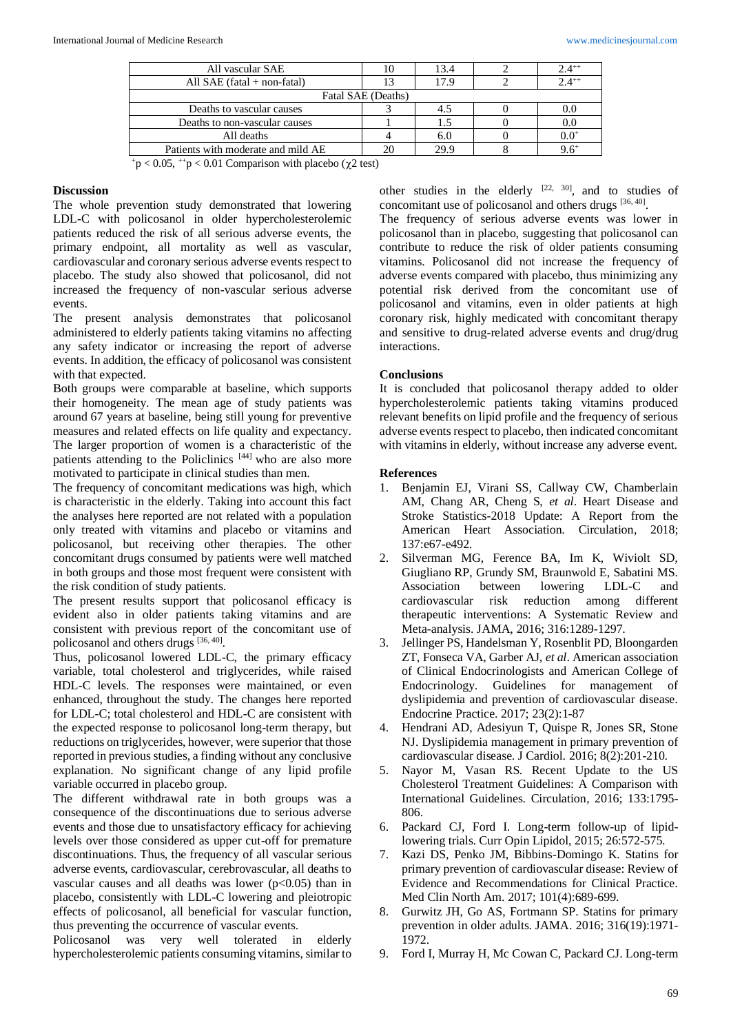| All vascular SAE | 10 | 13.4 | 2 | $2.4^{++}$ |
|---|---|---|---|---|
| All SAE (fatal + non-fatal) | 13 | 17.9 | 2 | $2.4^{++}$ |
| Fatal SAE (Deaths) | | | | |
| Deaths to vascular causes | 3 | 4.5 | 0 | 0.0 |
| Deaths to non-vascular causes | 1 | 1.5 | 0 | 0.0 |
| All deaths | 4 | 6.0 | 0 | $0.0^{+}$ |
| Patients with moderate and mild AE | 20 | 29.9 | 8 | $9.6^{+}$ |

$^{+}p < 0.05$, $^{++}p < 0.01$ Comparison with placebo ($\chi 2$ test)

## Discussion

The whole prevention study demonstrated that lowering LDL-C with policosanol in older hypercholesterolemic patients reduced the risk of all serious adverse events, the primary endpoint, all mortality as well as vascular, cardiovascular and coronary serious adverse events respect to placebo. The study also showed that policosanol, did not increased the frequency of non-vascular serious adverse events.

The present analysis demonstrates that policosanol administered to elderly patients taking vitamins no affecting any safety indicator or increasing the report of adverse events. In addition, the efficacy of policosanol was consistent with that expected.

Both groups were comparable at baseline, which supports their homogeneity. The mean age of study patients was around 67 years at baseline, being still young for preventive measures and related effects on life quality and expectancy. The larger proportion of women is a characteristic of the patients attending to the Policlinics [44] who are also more motivated to participate in clinical studies than men.

The frequency of concomitant medications was high, which is characteristic in the elderly. Taking into account this fact the analyses here reported are not related with a population only treated with vitamins and placebo or vitamins and policosanol, but receiving other therapies. The other concomitant drugs consumed by patients were well matched in both groups and those most frequent were consistent with the risk condition of study patients.

The present results support that policosanol efficacy is evident also in older patients taking vitamins and are consistent with previous report of the concomitant use of policosanol and others drugs [36, 40].

Thus, policosanol lowered LDL-C, the primary efficacy variable, total cholesterol and triglycerides, while raised HDL-C levels. The responses were maintained, or even enhanced, throughout the study. The changes here reported for LDL-C; total cholesterol and HDL-C are consistent with the expected response to policosanol long-term therapy, but reductions on triglycerides, however, were superior that those reported in previous studies, a finding without any conclusive explanation. No significant change of any lipid profile variable occurred in placebo group.

The different withdrawal rate in both groups was a consequence of the discontinuations due to serious adverse events and those due to unsatisfactory efficacy for achieving levels over those considered as upper cut-off for premature discontinuations. Thus, the frequency of all vascular serious adverse events, cardiovascular, cerebrovascular, all deaths to vascular causes and all deaths was lower ($p<0.05$) than in placebo, consistently with LDL-C lowering and pleiotropic effects of policosanol, all beneficial for vascular function, thus preventing the occurrence of vascular events.

Policosanol was very well tolerated in elderly hypercholesterolemic patients consuming vitamins, similar to other studies in the elderly [22, 30], and to studies of concomitant use of policosanol and others drugs [36, 40].

The frequency of serious adverse events was lower in policosanol than in placebo, suggesting that policosanol can contribute to reduce the risk of older patients consuming vitamins. Policosanol did not increase the frequency of adverse events compared with placebo, thus minimizing any potential risk derived from the concomitant use of policosanol and vitamins, even in older patients at high coronary risk, highly medicated with concomitant therapy and sensitive to drug-related adverse events and drug/drug interactions.

## Conclusions

It is concluded that policosanol therapy added to older hypercholesterolemic patients taking vitamins produced relevant benefits on lipid profile and the frequency of serious adverse events respect to placebo, then indicated concomitant with vitamins in elderly, without increase any adverse event.

## References

1. Benjamin EJ, Virani SS, Callway CW, Chamberlain AM, Chang AR, Cheng S, *et al*. Heart Disease and Stroke Statistics-2018 Update: A Report from the American Heart Association. Circulation, 2018; 137:e67-e492.
2. Silverman MG, Ference BA, Im K, Wiviolt SD, Giugliano RP, Grundy SM, Braunwold E, Sabatini MS. Association between lowering LDL-C and cardiovascular risk reduction among different therapeutic interventions: A Systematic Review and Meta-analysis. JAMA, 2016; 316:1289-1297.
3. Jellinger PS, Handelsman Y, Rosenblit PD, Bloongarden ZT, Fonseca VA, Garber AJ, *et al*. American association of Clinical Endocrinologists and American College of Endocrinology. Guidelines for management of dyslipidemia and prevention of cardiovascular disease. Endocrine Practice. 2017; 23(2):1-87
4. Hendrani AD, Adesiyun T, Quispe R, Jones SR, Stone NJ. Dyslipidemia management in primary prevention of cardiovascular disease. J Cardiol. 2016; 8(2):201-210.
5. Nayor M, Vasan RS. Recent Update to the US Cholesterol Treatment Guidelines: A Comparison with International Guidelines. Circulation, 2016; 133:1795-806.
6. Packard CJ, Ford I. Long-term follow-up of lipid-lowering trials. Curr Opin Lipidol, 2015; 26:572-575.
7. Kazi DS, Penko JM, Bibbins-Domingo K. Statins for primary prevention of cardiovascular disease: Review of Evidence and Recommendations for Clinical Practice. Med Clin North Am. 2017; 101(4):689-699.
8. Gurwitz JH, Go AS, Fortmann SP. Statins for primary prevention in older adults. JAMA. 2016; 316(19):1971-1972.
9. Ford I, Murray H, Mc Cowan C, Packard CJ. Long-term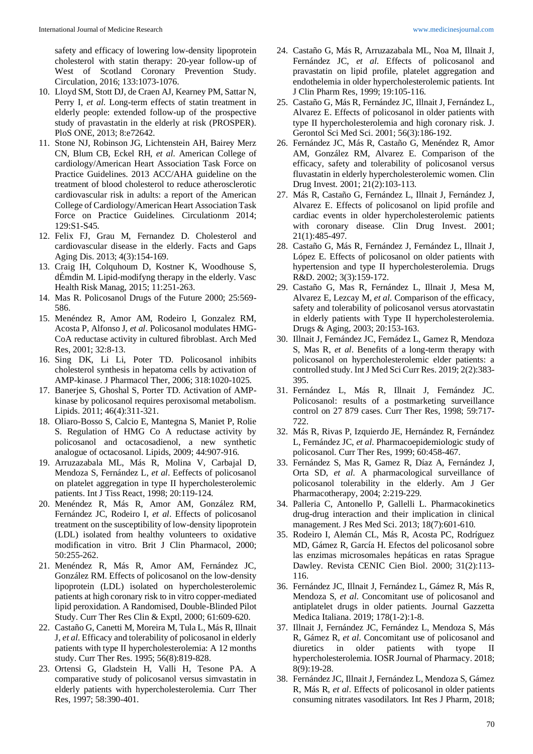safety and efficacy of lowering low-density lipoprotein cholesterol with statin therapy: 20-year follow-up of West of Scotland Coronary Prevention Study. Circulation, 2016; 133:1073-1076.

10. Lloyd SM, Stott DJ, de Craen AJ, Kearney PM, Sattar N, Perry I, *et al*. Long-term effects of statin treatment in elderly people: extended follow-up of the prospective study of pravastatin in the elderly at risk (PROSPER). PloS ONE, 2013; 8:e72642.
11. Stone NJ, Robinson JG, Lichtenstein AH, Bairey Merz CN, Blum CB, Eckel RH, *et al*. American College of cardiology/American Heart Association Task Force on Practice Guidelines. 2013 ACC/AHA guideline on the treatment of blood cholesterol to reduce atherosclerotic cardiovascular risk in adults: a report of the American College of Cardiology/American Heart Association Task Force on Practice Guidelines. Circulationm 2014; 129:S1-S45.
12. Felix FJ, Grau M, Fernandez D. Cholesterol and cardiovascular disease in the elderly. Facts and Gaps Aging Dis. 2013; 4(3):154-169.
13. Craig IH, Colquhoum D, Kostner K, Woodhouse S, dÉmdin M. Lipid-modifyng therapy in the elderly. Vasc Health Risk Manag, 2015; 11:251-263.
14. Mas R. Policosanol Drugs of the Future 2000; 25:569-586.
15. Menéndez R, Amor AM, Rodeiro I, Gonzalez RM, Acosta P, Alfonso J, *et al*. Policosanol modulates HMG-CoA reductase activity in cultured fibroblast. Arch Med Res, 2001; 32:8-13.
16. Sing DK, Li Li, Poter TD. Policosanol inhibits cholesterol synthesis in hepatoma cells by activation of AMP-kinase. J Pharmacol Ther, 2006; 318:1020-1025.
17. Banerjee S, Ghoshal S, Porter TD. Activation of AMP-kinase by policosanol requires peroxisomal metabolism. Lipids. 2011; 46(4):311-321.
18. Oliaro-Bosso S, Calcio E, Mantegna S, Maniet P, Rolie S. Regulation of HMG Co A reductase activity by policosanol and octacosadienol, a new synthetic analogue of octacosanol. Lipids, 2009; 44:907-916.
19. Arruzazabala ML, Más R, Molina V, Carbajal D, Mendoza S, Fernández L, *et al*. Eeffects of policosanol on platelet aggregation in type II hypercholesterolemic patients. Int J Tiss React, 1998; 20:119-124.
20. Menéndez R, Más R, Amor AM, González RM, Fernández JC, Rodeiro I, *et al*. Effects of policosanol treatment on the susceptibility of low-density lipoprotein (LDL) isolated from healthy volunteers to oxidative modification in vitro. Brit J Clin Pharmacol, 2000; 50:255-262.
21. Menéndez R, Más R, Amor AM, Fernández JC, González RM. Effects of policosanol on the low-density lipoprotein (LDL) isolated on hypercholesterolemic patients at high coronary risk to in vitro copper-mediated lipid peroxidation. A Randomised, Double-Blinded Pilot Study. Curr Ther Res Clin & Exptl, 2000; 61:609-620.
22. Castaño G, Canetti M, Moreira M, Tula L, Más R, Illnait J, *et al*. Efficacy and tolerability of policosanol in elderly patients with type II hypercholesterolemia: A 12 months study. Curr Ther Res. 1995; 56(8):819-828.
23. Ortensi G, Gladstein H, Valli H, Tesone PA. A comparative study of policosanol versus simvastatin in elderly patients with hypercholesterolemia. Curr Ther Res, 1997; 58:390-401.
24. Castaño G, Más R, Arruzazabala ML, Noa M, Illnait J, Fernández JC, *et al*. Effects of policosanol and pravastatin on lipid profile, platelet aggregation and endothelemia in older hypercholesterolemic patients. Int J Clin Pharm Res, 1999; 19:105-116.
25. Castaño G, Más R, Fernández JC, Illnait J, Fernández L, Alvarez E. Effects of policosanol in older patients with type II hypercholesterolemia and high coronary risk. J. Gerontol Sci Med Sci. 2001; 56(3):186-192.
26. Fernández JC, Más R, Castaño G, Menéndez R, Amor AM, González RM, Alvarez E. Comparison of the efficacy, safety and tolerability of policosanol versus fluvastatin in elderly hypercholesterolemic women. Clin Drug Invest. 2001; 21(2):103-113.
27. Más R, Castaño G, Fernández L, Illnait J, Fernández J, Alvarez E. Effects of policosanol on lipid profile and cardiac events in older hypercholesterolemic patients with coronary disease. Clin Drug Invest. 2001; 21(1):485-497.
28. Castaño G, Más R, Fernández J, Fernández L, Illnait J, López E. Effects of policosanol on older patients with hypertension and type II hypercholesterolemia. Drugs R&D. 2002; 3(3):159-172.
29. Castaño G, Mas R, Fernández L, Illnait J, Mesa M, Alvarez E, Lezcay M, *et al*. Comparison of the efficacy, safety and tolerability of policosanol versus atorvastatin in elderly patients with Type II hypercholesterolemia. Drugs & Aging, 2003; 20:153-163.
30. Illnait J, Fernández JC, Fernádez L, Gamez R, Mendoza S, Mas R, *et al*. Benefits of a long-term therapy with policosanol on hypercholesterolemic elder patients: a controlled study. Int J Med Sci Curr Res. 2019; 2(2):383-395.
31. Fernández L, Más R, Illnait J, Fernández JC. Policosanol: results of a postmarketing surveillance control on 27 879 cases. Curr Ther Res, 1998; 59:717-722.
32. Más R, Rivas P, Izquierdo JE, Hernández R, Fernández L, Fernández JC, *et al*. Pharmacoepidemiologic study of policosanol. Curr Ther Res, 1999; 60:458-467.
33. Fernández S, Mas R, Gamez R, Díaz A, Fernández J, Orta SD, *et al*. A pharmacological surveillance of policosanol tolerability in the elderly. Am J Ger Pharmacotherapy, 2004; 2:219-229.
34. Palleria C, Antonello P, Gallelli L. Pharmacokinetics drug-drug interaction and their implication in clinical management. J Res Med Sci. 2013; 18(7):601-610.
35. Rodeiro I, Alemán CL, Más R, Acosta PC, Rodríguez MD, Gámez R, García H. Efectos del policosanol sobre las enzimas microsomales hepáticas en ratas Sprague Dawley. Revista CENIC Cien Biol. 2000; 31(2):113-116.
36. Fernández JC, Illnait J, Fernández L, Gámez R, Más R, Mendoza S, *et al*. Concomitant use of policosanol and antiplatelet drugs in older patients. Journal Gazzetta Medica Italiana. 2019; 178(1-2):1-8.
37. Illnait J, Fernández JC, Fernández L, Mendoza S, Más R, Gámez R, *et al*. Concomitant use of policosanol and diuretics in older patients with tyope II hypercholesterolemia. IOSR Journal of Pharmacy. 2018; 8(9):19-28.
38. Fernández JC, Illnait J, Fernández L, Mendoza S, Gámez R, Más R, *et al*. Effects of policosanol in older patients consuming nitrates vasodilators. Int Res J Pharm, 2018;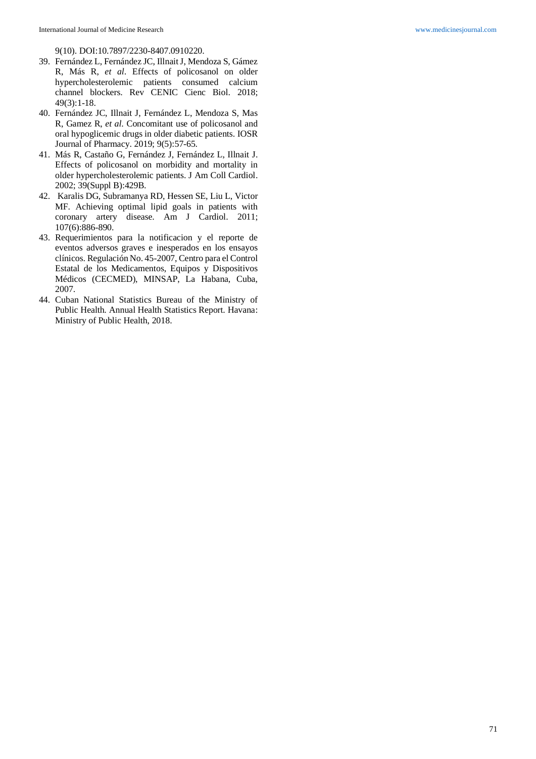9(10). DOI:10.7897/2230-8407.0910220.

39. Fernández L, Fernández JC, Illnait J, Mendoza S, Gámez R, Más R, *et al*. Effects of policosanol on older hypercholesterolemic patients consumed calcium channel blockers. Rev CENIC Cienc Biol. 2018; 49(3):1-18.
40. Fernández JC, Illnait J, Fernández L, Mendoza S, Mas R, Gamez R, *et al*. Concomitant use of policosanol and oral hypoglicemic drugs in older diabetic patients. IOSR Journal of Pharmacy. 2019; 9(5):57-65.
41. Más R, Castaño G, Fernández J, Fernández L, Illnait J. Effects of policosanol on morbidity and mortality in older hypercholesterolemic patients. J Am Coll Cardiol. 2002; 39(Suppl B):429B.
42. Karalis DG, Subramanya RD, Hessen SE, Liu L, Victor MF. Achieving optimal lipid goals in patients with coronary artery disease. Am J Cardiol. 2011; 107(6):886-890.
43. Requerimientos para la notificacion y el reporte de eventos adversos graves e inesperados en los ensayos clínicos. Regulación No. 45-2007, Centro para el Control Estatal de los Medicamentos, Equipos y Dispositivos Médicos (CECMED), MINSAP, La Habana, Cuba, 2007.
44. Cuban National Statistics Bureau of the Ministry of Public Health. Annual Health Statistics Report. Havana: Ministry of Public Health, 2018.